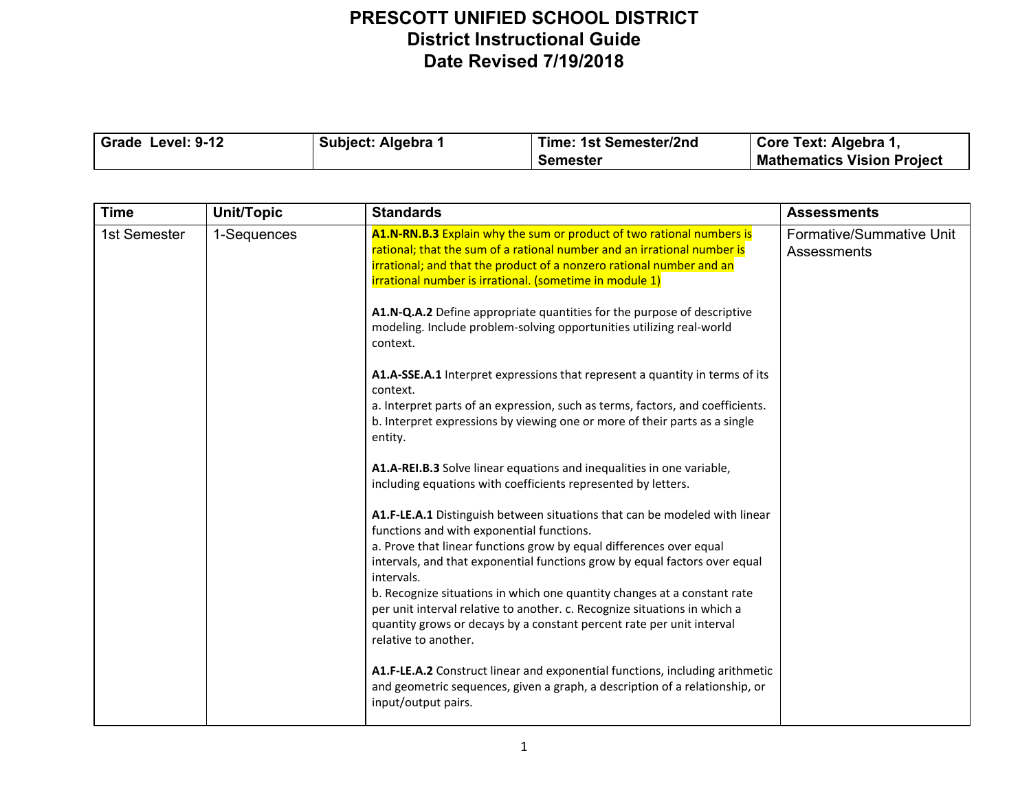# PRESCOTT UNIFIED SCHOOL DISTRICT
## District Instructional Guide
## Date Revised 7/19/2018

| Grade Level: 9-12 | Subject: Algebra 1 | Time: 1st Semester/2nd Semester | Core Text: Algebra 1, Mathematics Vision Project |
|---|---|---|---|

| Time | Unit/Topic | Standards | Assessments |
|---|---|---|---|
| 1st Semester | 1-Sequences | **A1.N-RN.B.3** Explain why the sum or product of two rational numbers is rational; that the sum of a rational number and an irrational number is irrational; and that the product of a nonzero rational number and an irrational number is irrational. (sometime in module 1)<br><br>**A1.N-Q.A.2** Define appropriate quantities for the purpose of descriptive modeling. Include problem-solving opportunities utilizing real-world context.<br><br>**A1.A-SSE.A.1** Interpret expressions that represent a quantity in terms of its context.<br>a. Interpret parts of an expression, such as terms, factors, and coefficients.<br>b. Interpret expressions by viewing one or more of their parts as a single entity.<br><br>**A1.A-REI.B.3** Solve linear equations and inequalities in one variable, including equations with coefficients represented by letters.<br><br>**A1.F-LE.A.1** Distinguish between situations that can be modeled with linear functions and with exponential functions.<br>a. Prove that linear functions grow by equal differences over equal intervals, and that exponential functions grow by equal factors over equal intervals.<br>b. Recognize situations in which one quantity changes at a constant rate per unit interval relative to another. c. Recognize situations in which a quantity grows or decays by a constant percent rate per unit interval relative to another.<br><br>**A1.F-LE.A.2** Construct linear and exponential functions, including arithmetic and geometric sequences, given a graph, a description of a relationship, or input/output pairs. | Formative/Summative Unit Assessments |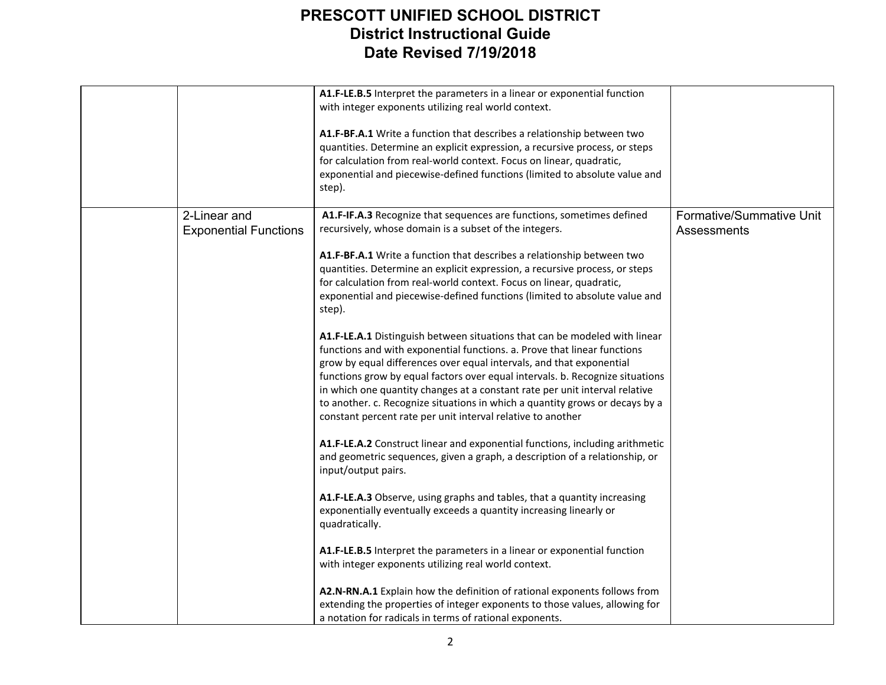# PRESCOTT UNIFIED SCHOOL DISTRICT
## District Instructional Guide
### Date Revised 7/19/2018

| | | | |
|---|---|---|---|
| | | **A1.F-LE.B.5** Interpret the parameters in a linear or exponential function with integer exponents utilizing real world context.<br><br>**A1.F-BF.A.1** Write a function that describes a relationship between two quantities. Determine an explicit expression, a recursive process, or steps for calculation from real-world context. Focus on linear, quadratic, exponential and piecewise-defined functions (limited to absolute value and step). | |
| | 2-Linear and Exponential Functions | **A1.F-IF.A.3** Recognize that sequences are functions, sometimes defined recursively, whose domain is a subset of the integers.<br><br>**A1.F-BF.A.1** Write a function that describes a relationship between two quantities. Determine an explicit expression, a recursive process, or steps for calculation from real-world context. Focus on linear, quadratic, exponential and piecewise-defined functions (limited to absolute value and step).<br><br>**A1.F-LE.A.1** Distinguish between situations that can be modeled with linear functions and with exponential functions. a. Prove that linear functions grow by equal differences over equal intervals, and that exponential functions grow by equal factors over equal intervals. b. Recognize situations in which one quantity changes at a constant rate per unit interval relative to another. c. Recognize situations in which a quantity grows or decays by a constant percent rate per unit interval relative to another<br><br>**A1.F-LE.A.2** Construct linear and exponential functions, including arithmetic and geometric sequences, given a graph, a description of a relationship, or input/output pairs.<br><br>**A1.F-LE.A.3** Observe, using graphs and tables, that a quantity increasing exponentially eventually exceeds a quantity increasing linearly or quadratically.<br><br>**A1.F-LE.B.5** Interpret the parameters in a linear or exponential function with integer exponents utilizing real world context.<br><br>**A2.N-RN.A.1** Explain how the definition of rational exponents follows from extending the properties of integer exponents to those values, allowing for a notation for radicals in terms of rational exponents. | Formative/Summative Unit Assessments |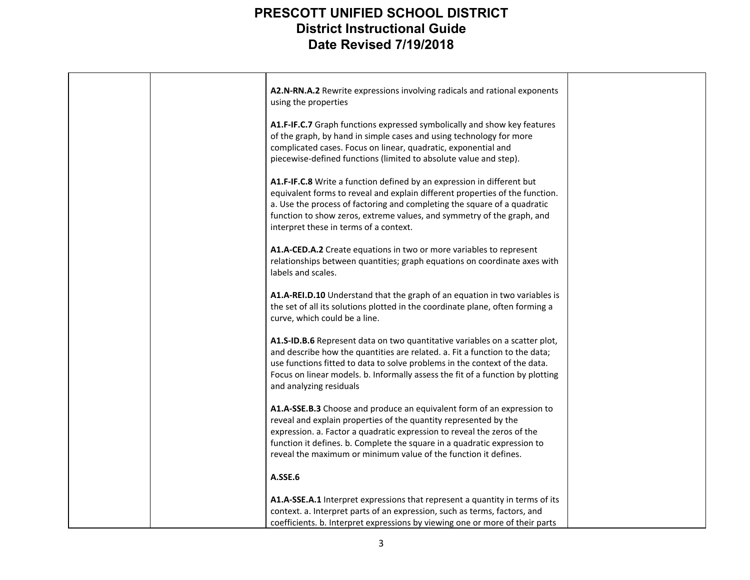| | | | |
|---|---|---|---|
| | | **A2.N-RN.A.2** Rewrite expressions involving radicals and rational exponents using the properties<br><br>**A1.F-IF.C.7** Graph functions expressed symbolically and show key features of the graph, by hand in simple cases and using technology for more complicated cases. Focus on linear, quadratic, exponential and piecewise-defined functions (limited to absolute value and step).<br><br>**A1.F-IF.C.8** Write a function defined by an expression in different but equivalent forms to reveal and explain different properties of the function. a. Use the process of factoring and completing the square of a quadratic function to show zeros, extreme values, and symmetry of the graph, and interpret these in terms of a context.<br><br>**A1.A-CED.A.2** Create equations in two or more variables to represent relationships between quantities; graph equations on coordinate axes with labels and scales.<br><br>**A1.A-REI.D.10** Understand that the graph of an equation in two variables is the set of all its solutions plotted in the coordinate plane, often forming a curve, which could be a line.<br><br>**A1.S-ID.B.6** Represent data on two quantitative variables on a scatter plot, and describe how the quantities are related. a. Fit a function to the data; use functions fitted to data to solve problems in the context of the data. Focus on linear models. b. Informally assess the fit of a function by plotting and analyzing residuals<br><br>**A1.A-SSE.B.3** Choose and produce an equivalent form of an expression to reveal and explain properties of the quantity represented by the expression. a. Factor a quadratic expression to reveal the zeros of the function it defines. b. Complete the square in a quadratic expression to reveal the maximum or minimum value of the function it defines.<br><br>**A.SSE.6**<br><br>**A1.A-SSE.A.1** Interpret expressions that represent a quantity in terms of its context. a. Interpret parts of an expression, such as terms, factors, and coefficients. b. Interpret expressions by viewing one or more of their parts | |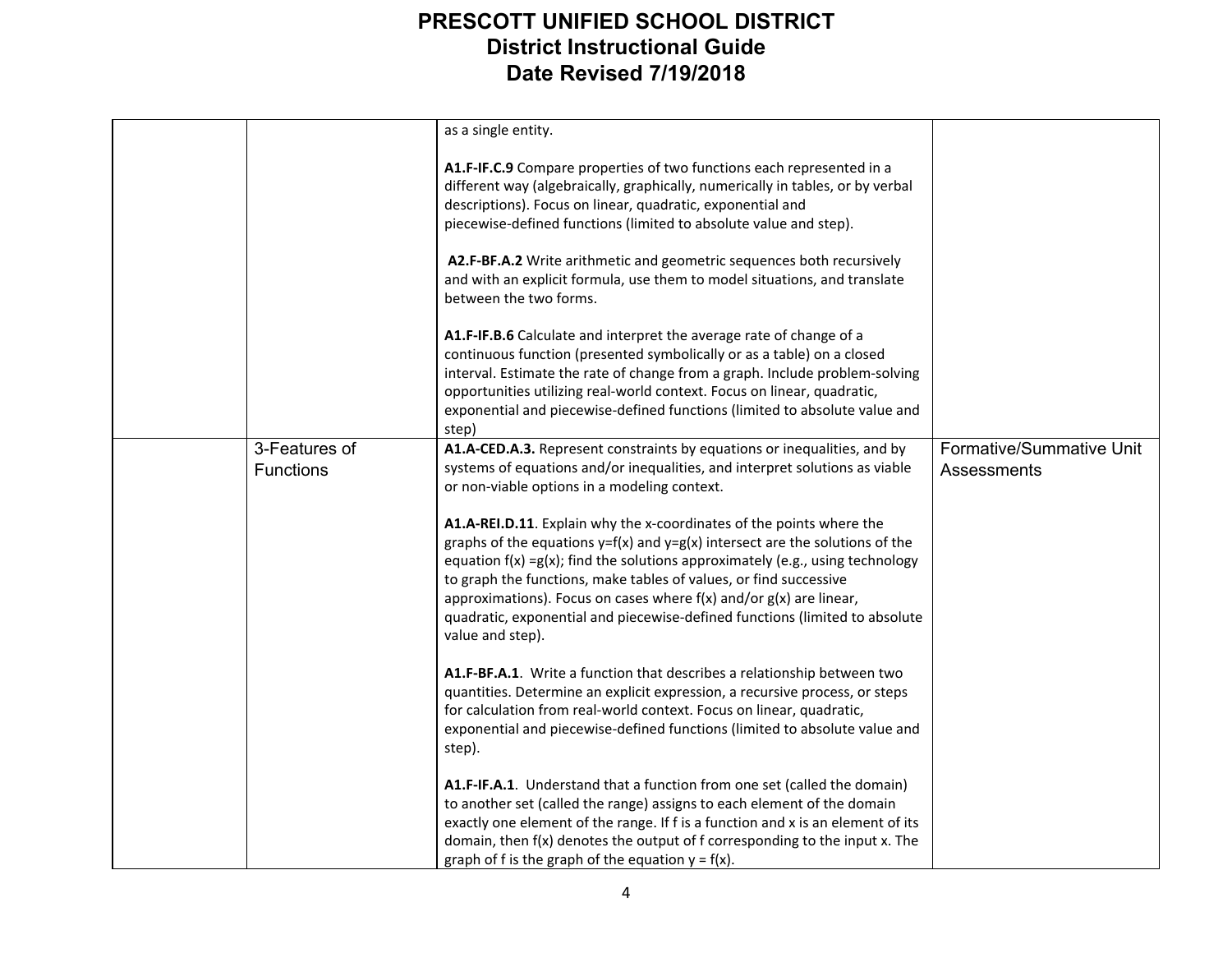| | | | |
|---|---|---|---|
| | | as a single entity.<br><br>**A1.F-IF.C.9** Compare properties of two functions each represented in a different way (algebraically, graphically, numerically in tables, or by verbal descriptions). Focus on linear, quadratic, exponential and piecewise-defined functions (limited to absolute value and step).<br><br>**A2.F-BF.A.2** Write arithmetic and geometric sequences both recursively and with an explicit formula, use them to model situations, and translate between the two forms.<br><br>**A1.F-IF.B.6** Calculate and interpret the average rate of change of a continuous function (presented symbolically or as a table) on a closed interval. Estimate the rate of change from a graph. Include problem-solving opportunities utilizing real-world context. Focus on linear, quadratic, exponential and piecewise-defined functions (limited to absolute value and step) | |
| | 3-Features of Functions | **A1.A-CED.A.3.** Represent constraints by equations or inequalities, and by systems of equations and/or inequalities, and interpret solutions as viable or non-viable options in a modeling context.<br><br>**A1.A-REI.D.11**. Explain why the x-coordinates of the points where the graphs of the equations $y=f(x)$ and $y=g(x)$ intersect are the solutions of the equation $f(x) =g(x)$; find the solutions approximately (e.g., using technology to graph the functions, make tables of values, or find successive approximations). Focus on cases where $f(x)$ and/or $g(x)$ are linear, quadratic, exponential and piecewise-defined functions (limited to absolute value and step).<br><br>**A1.F-BF.A.1**. Write a function that describes a relationship between two quantities. Determine an explicit expression, a recursive process, or steps for calculation from real-world context. Focus on linear, quadratic, exponential and piecewise-defined functions (limited to absolute value and step).<br><br>**A1.F-IF.A.1**. Understand that a function from one set (called the domain) to another set (called the range) assigns to each element of the domain exactly one element of the range. If f is a function and x is an element of its domain, then $f(x)$ denotes the output of f corresponding to the input x. The graph of f is the graph of the equation $y = f(x)$. | Formative/Summative Unit Assessments |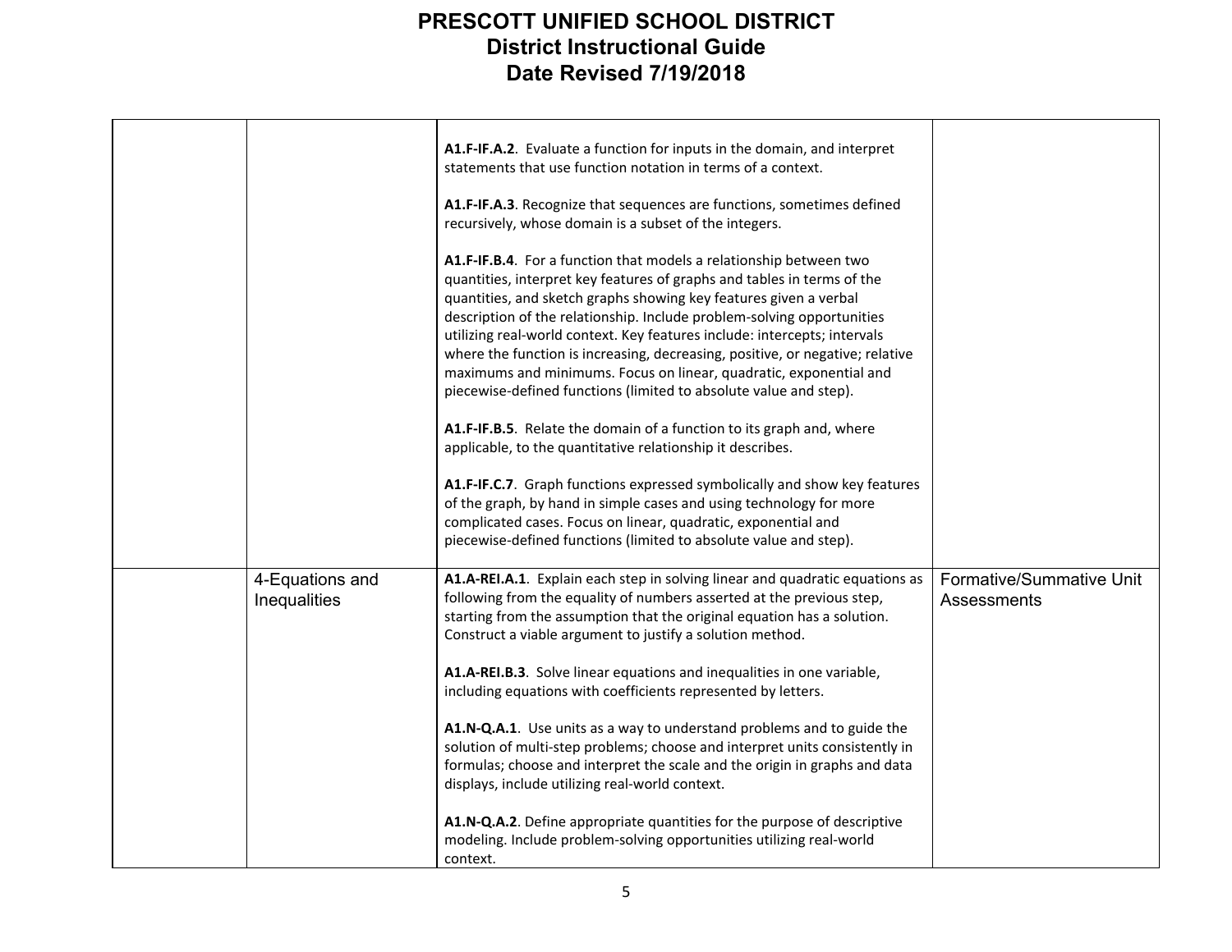# PRESCOTT UNIFIED SCHOOL DISTRICT
## District Instructional Guide
## Date Revised 7/19/2018

| | | | |
|---|---|---|---|
| | | **A1.F-IF.A.2**. Evaluate a function for inputs in the domain, and interpret statements that use function notation in terms of a context.<br><br>**A1.F-IF.A.3**. Recognize that sequences are functions, sometimes defined recursively, whose domain is a subset of the integers.<br><br>**A1.F-IF.B.4**. For a function that models a relationship between two quantities, interpret key features of graphs and tables in terms of the quantities, and sketch graphs showing key features given a verbal description of the relationship. Include problem-solving opportunities utilizing real-world context. Key features include: intercepts; intervals where the function is increasing, decreasing, positive, or negative; relative maximums and minimums. Focus on linear, quadratic, exponential and piecewise-defined functions (limited to absolute value and step).<br><br>**A1.F-IF.B.5**. Relate the domain of a function to its graph and, where applicable, to the quantitative relationship it describes.<br><br>**A1.F-IF.C.7**. Graph functions expressed symbolically and show key features of the graph, by hand in simple cases and using technology for more complicated cases. Focus on linear, quadratic, exponential and piecewise-defined functions (limited to absolute value and step). | |
| | 4-Equations and Inequalities | **A1.A-REI.A.1**. Explain each step in solving linear and quadratic equations as following from the equality of numbers asserted at the previous step, starting from the assumption that the original equation has a solution. Construct a viable argument to justify a solution method.<br><br>**A1.A-REI.B.3**. Solve linear equations and inequalities in one variable, including equations with coefficients represented by letters.<br><br>**A1.N-Q.A.1**. Use units as a way to understand problems and to guide the solution of multi-step problems; choose and interpret units consistently in formulas; choose and interpret the scale and the origin in graphs and data displays, include utilizing real-world context.<br><br>**A1.N-Q.A.2**. Define appropriate quantities for the purpose of descriptive modeling. Include problem-solving opportunities utilizing real-world context. | Formative/Summative Unit Assessments |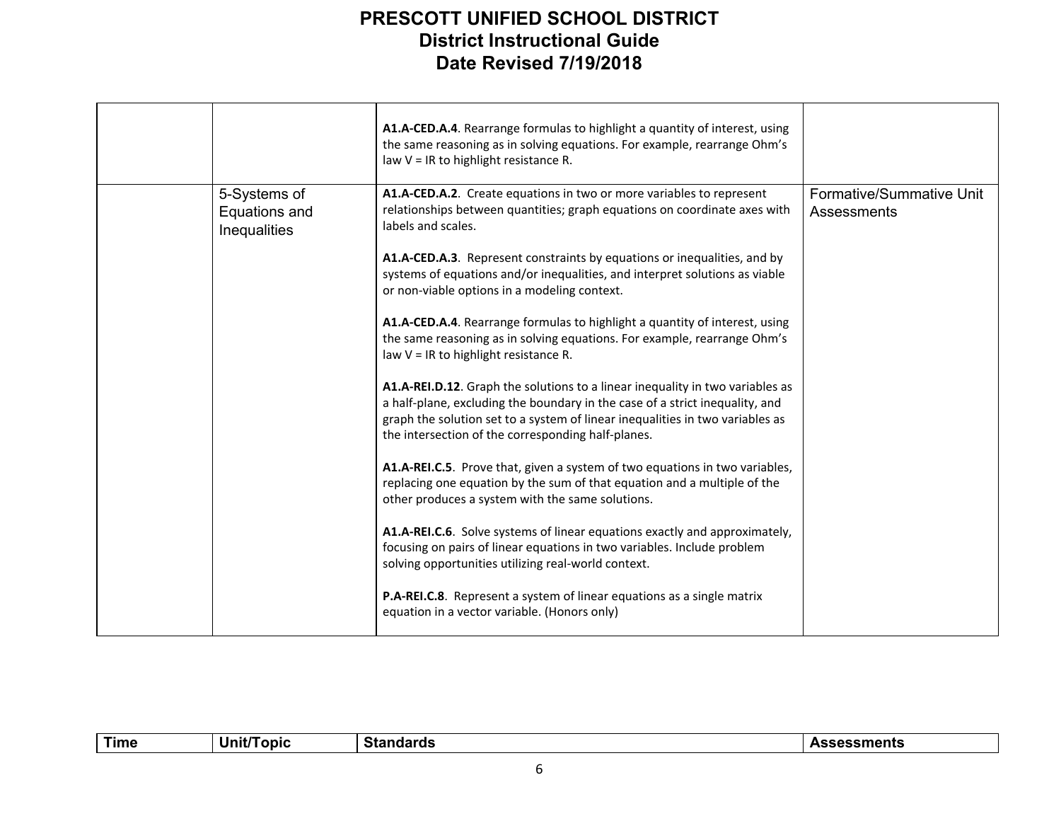| Time | Unit/Topic | Standards | Assessments |
|---|---|---|---|
| | | **A1.A-CED.A.4**. Rearrange formulas to highlight a quantity of interest, using the same reasoning as in solving equations. For example, rearrange Ohm's law V = IR to highlight resistance R. | |
| | 5-Systems of Equations and Inequalities | **A1.A-CED.A.2**. Create equations in two or more variables to represent relationships between quantities; graph equations on coordinate axes with labels and scales.<br><br>**A1.A-CED.A.3**. Represent constraints by equations or inequalities, and by systems of equations and/or inequalities, and interpret solutions as viable or non-viable options in a modeling context.<br><br>**A1.A-CED.A.4**. Rearrange formulas to highlight a quantity of interest, using the same reasoning as in solving equations. For example, rearrange Ohm's law V = IR to highlight resistance R.<br><br>**A1.A-REI.D.12**. Graph the solutions to a linear inequality in two variables as a half-plane, excluding the boundary in the case of a strict inequality, and graph the solution set to a system of linear inequalities in two variables as the intersection of the corresponding half-planes.<br><br>**A1.A-REI.C.5**. Prove that, given a system of two equations in two variables, replacing one equation by the sum of that equation and a multiple of the other produces a system with the same solutions.<br><br>**A1.A-REI.C.6**. Solve systems of linear equations exactly and approximately, focusing on pairs of linear equations in two variables. Include problem solving opportunities utilizing real-world context.<br><br>**P.A-REI.C.8**. Represent a system of linear equations as a single matrix equation in a vector variable. (Honors only) | Formative/Summative Unit Assessments |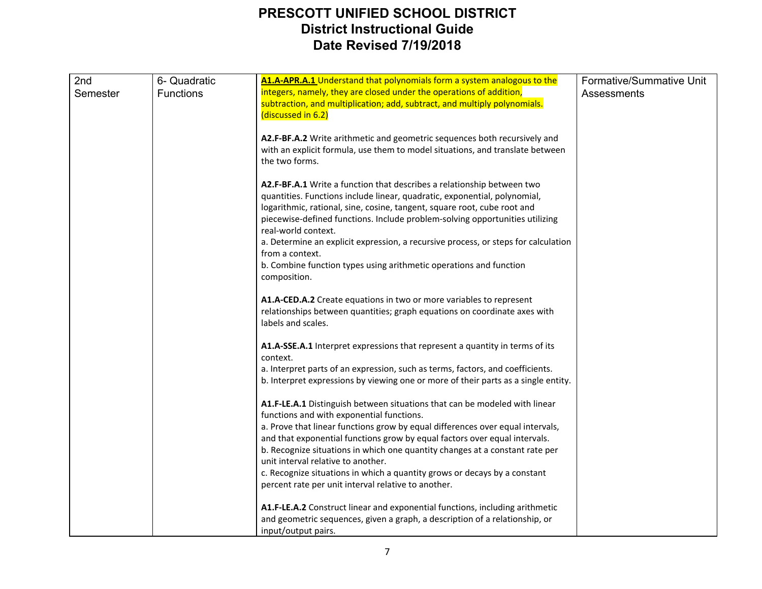# PRESCOTT UNIFIED SCHOOL DISTRICT
## District Instructional Guide
## Date Revised 7/19/2018

| | | | |
|---|---|---|---|
| 2nd Semester | 6- Quadratic Functions | **A1.A-APR.A.1** Understand that polynomials form a system analogous to the integers, namely, they are closed under the operations of addition, subtraction, and multiplication; add, subtract, and multiply polynomials. (discussed in 6.2)<br><br>**A2.F-BF.A.2** Write arithmetic and geometric sequences both recursively and with an explicit formula, use them to model situations, and translate between the two forms.<br><br>**A2.F-BF.A.1** Write a function that describes a relationship between two quantities. Functions include linear, quadratic, exponential, polynomial, logarithmic, rational, sine, cosine, tangent, square root, cube root and piecewise-defined functions. Include problem-solving opportunities utilizing real-world context.<br>a. Determine an explicit expression, a recursive process, or steps for calculation from a context.<br>b. Combine function types using arithmetic operations and function composition.<br><br>**A1.A-CED.A.2** Create equations in two or more variables to represent relationships between quantities; graph equations on coordinate axes with labels and scales.<br><br>**A1.A-SSE.A.1** Interpret expressions that represent a quantity in terms of its context.<br>a. Interpret parts of an expression, such as terms, factors, and coefficients.<br>b. Interpret expressions by viewing one or more of their parts as a single entity.<br><br>**A1.F-LE.A.1** Distinguish between situations that can be modeled with linear functions and with exponential functions.<br>a. Prove that linear functions grow by equal differences over equal intervals, and that exponential functions grow by equal factors over equal intervals.<br>b. Recognize situations in which one quantity changes at a constant rate per unit interval relative to another.<br>c. Recognize situations in which a quantity grows or decays by a constant percent rate per unit interval relative to another.<br><br>**A1.F-LE.A.2** Construct linear and exponential functions, including arithmetic and geometric sequences, given a graph, a description of a relationship, or input/output pairs. | Formative/Summative Unit Assessments |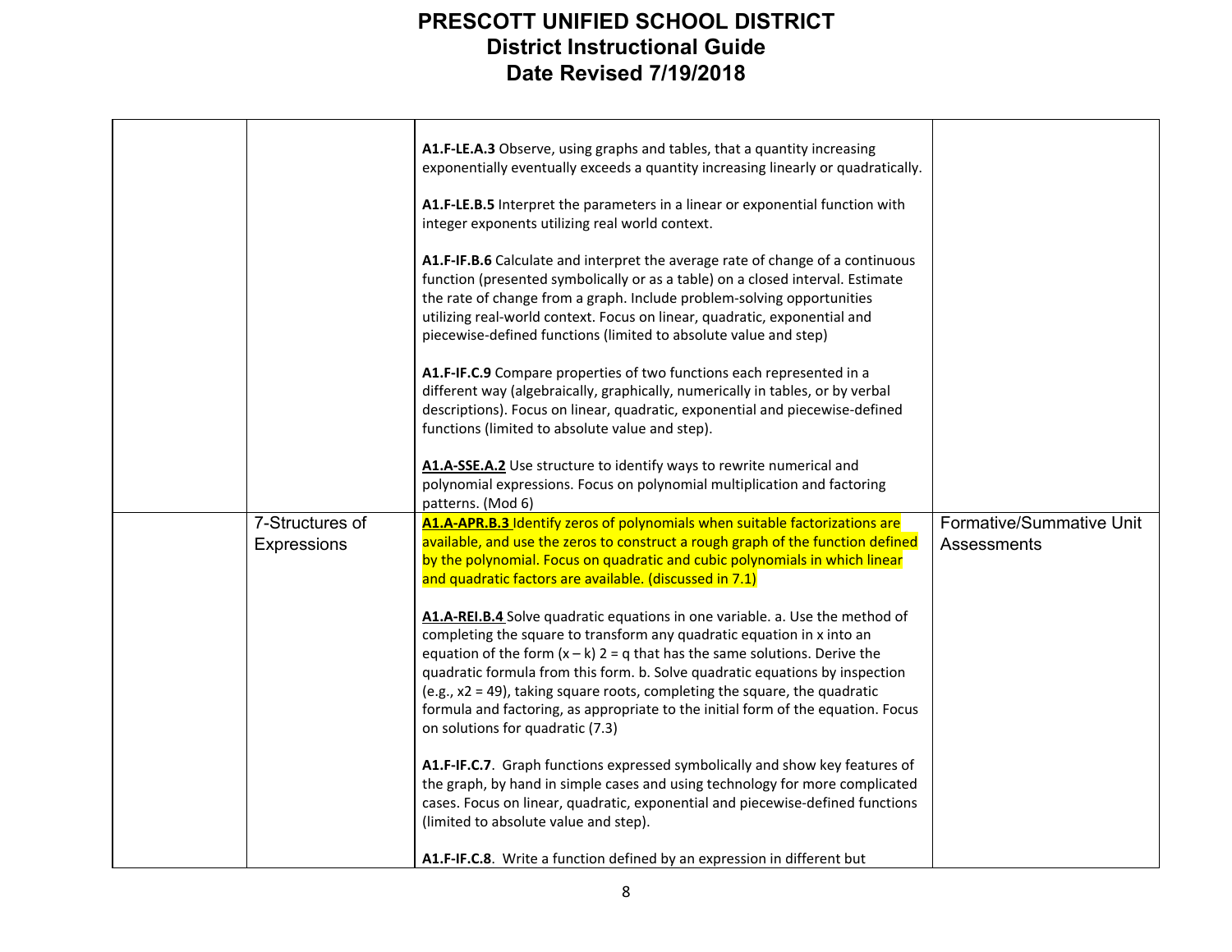# PRESCOTT UNIFIED SCHOOL DISTRICT
## District Instructional Guide
## Date Revised 7/19/2018

| | | | |
|---|---|---|---|
| | | **A1.F-LE.A.3** Observe, using graphs and tables, that a quantity increasing exponentially eventually exceeds a quantity increasing linearly or quadratically.<br><br>**A1.F-LE.B.5** Interpret the parameters in a linear or exponential function with integer exponents utilizing real world context.<br><br>**A1.F-IF.B.6** Calculate and interpret the average rate of change of a continuous function (presented symbolically or as a table) on a closed interval. Estimate the rate of change from a graph. Include problem-solving opportunities utilizing real-world context. Focus on linear, quadratic, exponential and piecewise-defined functions (limited to absolute value and step)<br><br>**A1.F-IF.C.9** Compare properties of two functions each represented in a different way (algebraically, graphically, numerically in tables, or by verbal descriptions). Focus on linear, quadratic, exponential and piecewise-defined functions (limited to absolute value and step).<br><br>**A1.A-SSE.A.2** Use structure to identify ways to rewrite numerical and polynomial expressions. Focus on polynomial multiplication and factoring patterns. (Mod 6) | |
| | 7-Structures of Expressions | **A1.A-APR.B.3** Identify zeros of polynomials when suitable factorizations are available, and use the zeros to construct a rough graph of the function defined by the polynomial. Focus on quadratic and cubic polynomials in which linear and quadratic factors are available. (discussed in 7.1)<br><br>**A1.A-REI.B.4** Solve quadratic equations in one variable. a. Use the method of completing the square to transform any quadratic equation in x into an equation of the form $(x – k) 2 = q$ that has the same solutions. Derive the quadratic formula from this form. b. Solve quadratic equations by inspection (e.g., $x2 = 49$), taking square roots, completing the square, the quadratic formula and factoring, as appropriate to the initial form of the equation. Focus on solutions for quadratic (7.3)<br><br>**A1.F-IF.C.7**. Graph functions expressed symbolically and show key features of the graph, by hand in simple cases and using technology for more complicated cases. Focus on linear, quadratic, exponential and piecewise-defined functions (limited to absolute value and step).<br><br>**A1.F-IF.C.8**. Write a function defined by an expression in different but | Formative/Summative Unit Assessments |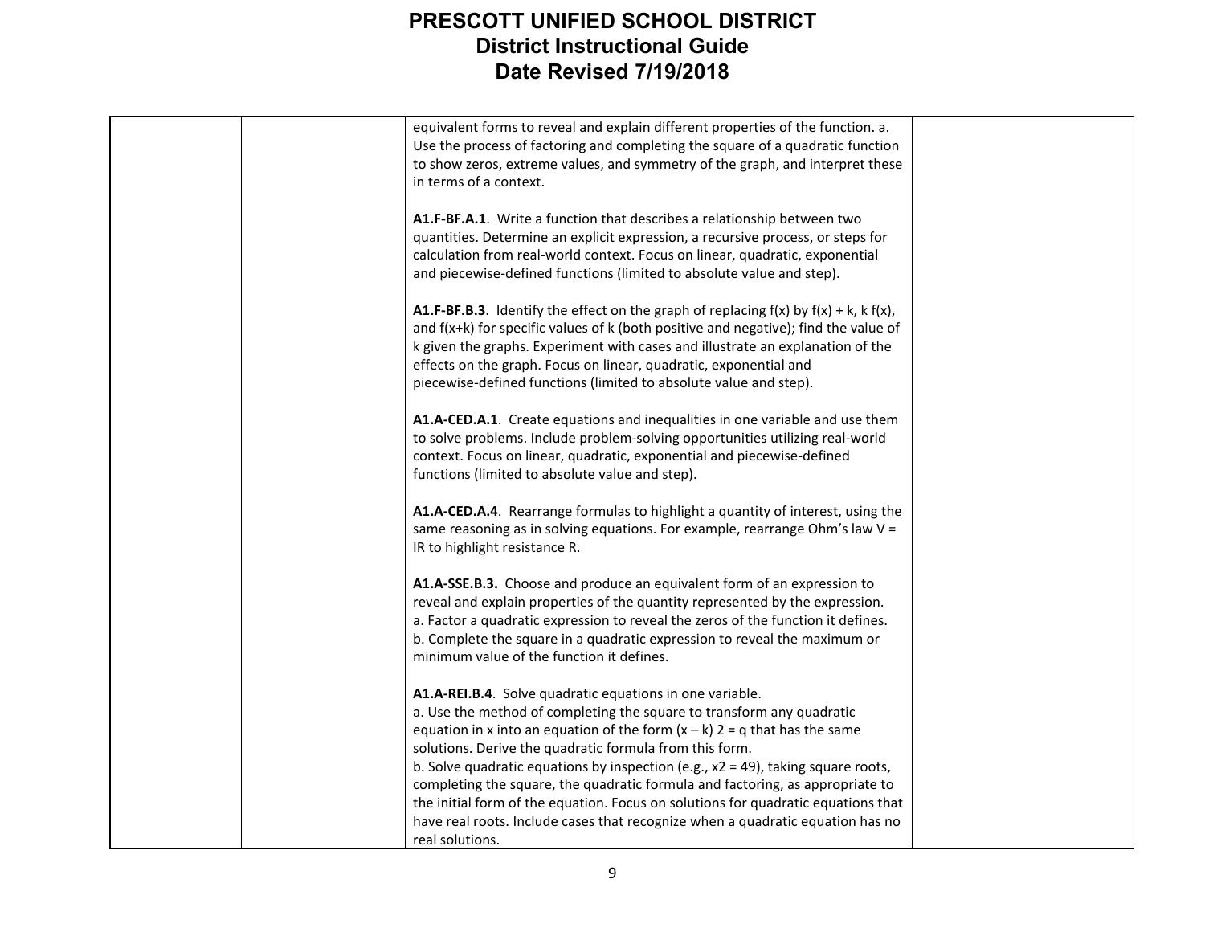| | | | |
|---|---|---|---|
| | | equivalent forms to reveal and explain different properties of the function. a. Use the process of factoring and completing the square of a quadratic function to show zeros, extreme values, and symmetry of the graph, and interpret these in terms of a context.<br><br>**A1.F-BF.A.1**. Write a function that describes a relationship between two quantities. Determine an explicit expression, a recursive process, or steps for calculation from real-world context. Focus on linear, quadratic, exponential and piecewise-defined functions (limited to absolute value and step).<br><br>**A1.F-BF.B.3**. Identify the effect on the graph of replacing $f(x)$ by $f(x) + k$, $k\ f(x)$, and $f(x+k)$ for specific values of k (both positive and negative); find the value of k given the graphs. Experiment with cases and illustrate an explanation of the effects on the graph. Focus on linear, quadratic, exponential and piecewise-defined functions (limited to absolute value and step).<br><br>**A1.A-CED.A.1**. Create equations and inequalities in one variable and use them to solve problems. Include problem-solving opportunities utilizing real-world context. Focus on linear, quadratic, exponential and piecewise-defined functions (limited to absolute value and step).<br><br>**A1.A-CED.A.4**. Rearrange formulas to highlight a quantity of interest, using the same reasoning as in solving equations. For example, rearrange Ohm's law $V = IR$ to highlight resistance R.<br><br>**A1.A-SSE.B.3.** Choose and produce an equivalent form of an expression to reveal and explain properties of the quantity represented by the expression.<br>a. Factor a quadratic expression to reveal the zeros of the function it defines.<br>b. Complete the square in a quadratic expression to reveal the maximum or minimum value of the function it defines.<br><br>**A1.A-REI.B.4**. Solve quadratic equations in one variable.<br>a. Use the method of completing the square to transform any quadratic equation in x into an equation of the form $(x – k)^2 = q$ that has the same solutions. Derive the quadratic formula from this form.<br>b. Solve quadratic equations by inspection (e.g., $x^2 = 49$), taking square roots, completing the square, the quadratic formula and factoring, as appropriate to the initial form of the equation. Focus on solutions for quadratic equations that have real roots. Include cases that recognize when a quadratic equation has no real solutions. | |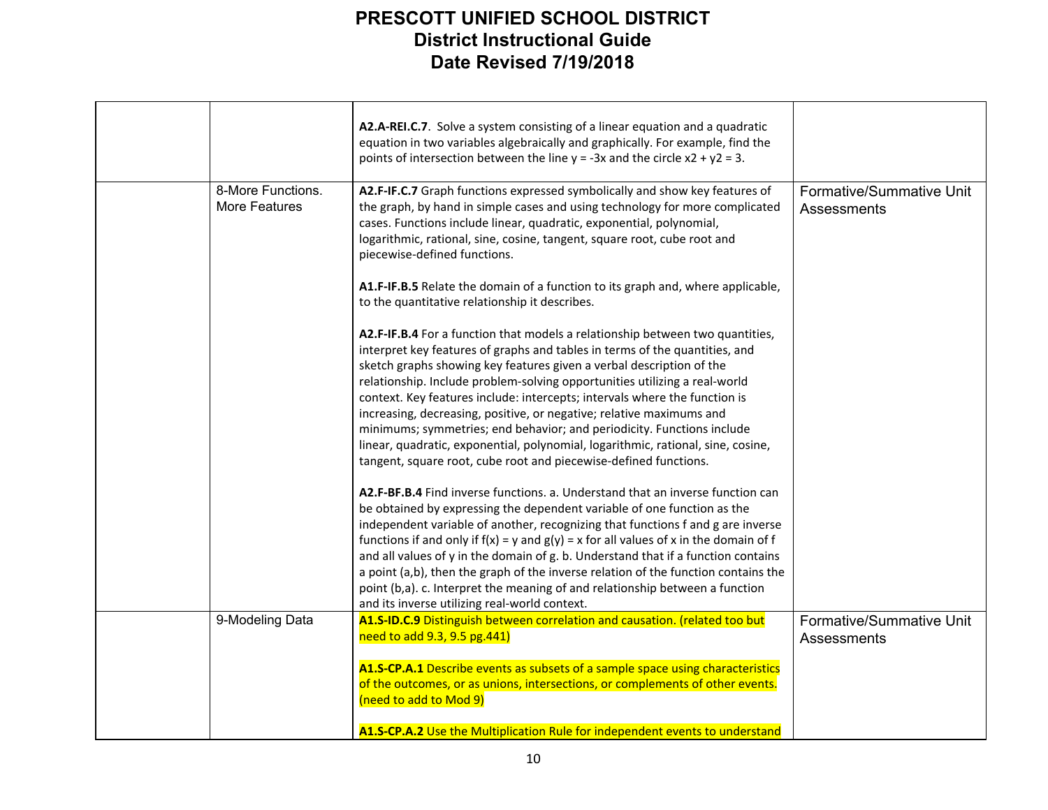| | | | |
|---|---|---|---|
| | | **A2.A-REI.C.7**. Solve a system consisting of a linear equation and a quadratic equation in two variables algebraically and graphically. For example, find the points of intersection between the line $y = -3x$ and the circle $x2 + y2 = 3$. | |
| | 8-More Functions. More Features | **A2.F-IF.C.7** Graph functions expressed symbolically and show key features of the graph, by hand in simple cases and using technology for more complicated cases. Functions include linear, quadratic, exponential, polynomial, logarithmic, rational, sine, cosine, tangent, square root, cube root and piecewise-defined functions.<br><br>**A1.F-IF.B.5** Relate the domain of a function to its graph and, where applicable, to the quantitative relationship it describes.<br><br>**A2.F-IF.B.4** For a function that models a relationship between two quantities, interpret key features of graphs and tables in terms of the quantities, and sketch graphs showing key features given a verbal description of the relationship. Include problem-solving opportunities utilizing a real-world context. Key features include: intercepts; intervals where the function is increasing, decreasing, positive, or negative; relative maximums and minimums; symmetries; end behavior; and periodicity. Functions include linear, quadratic, exponential, polynomial, logarithmic, rational, sine, cosine, tangent, square root, cube root and piecewise-defined functions.<br><br>**A2.F-BF.B.4** Find inverse functions. a. Understand that an inverse function can be obtained by expressing the dependent variable of one function as the independent variable of another, recognizing that functions f and g are inverse functions if and only if $f(x) = y$ and $g(y) = x$ for all values of x in the domain of f and all values of y in the domain of g. b. Understand that if a function contains a point (a,b), then the graph of the inverse relation of the function contains the point (b,a). c. Interpret the meaning of and relationship between a function and its inverse utilizing real-world context. | Formative/Summative Unit Assessments |
| | 9-Modeling Data | **A1.S-ID.C.9** Distinguish between correlation and causation. (related too but need to add 9.3, 9.5 pg.441)<br><br>**A1.S-CP.A.1** Describe events as subsets of a sample space using characteristics of the outcomes, or as unions, intersections, or complements of other events. (need to add to Mod 9)<br><br>**A1.S-CP.A.2** Use the Multiplication Rule for independent events to understand | Formative/Summative Unit Assessments |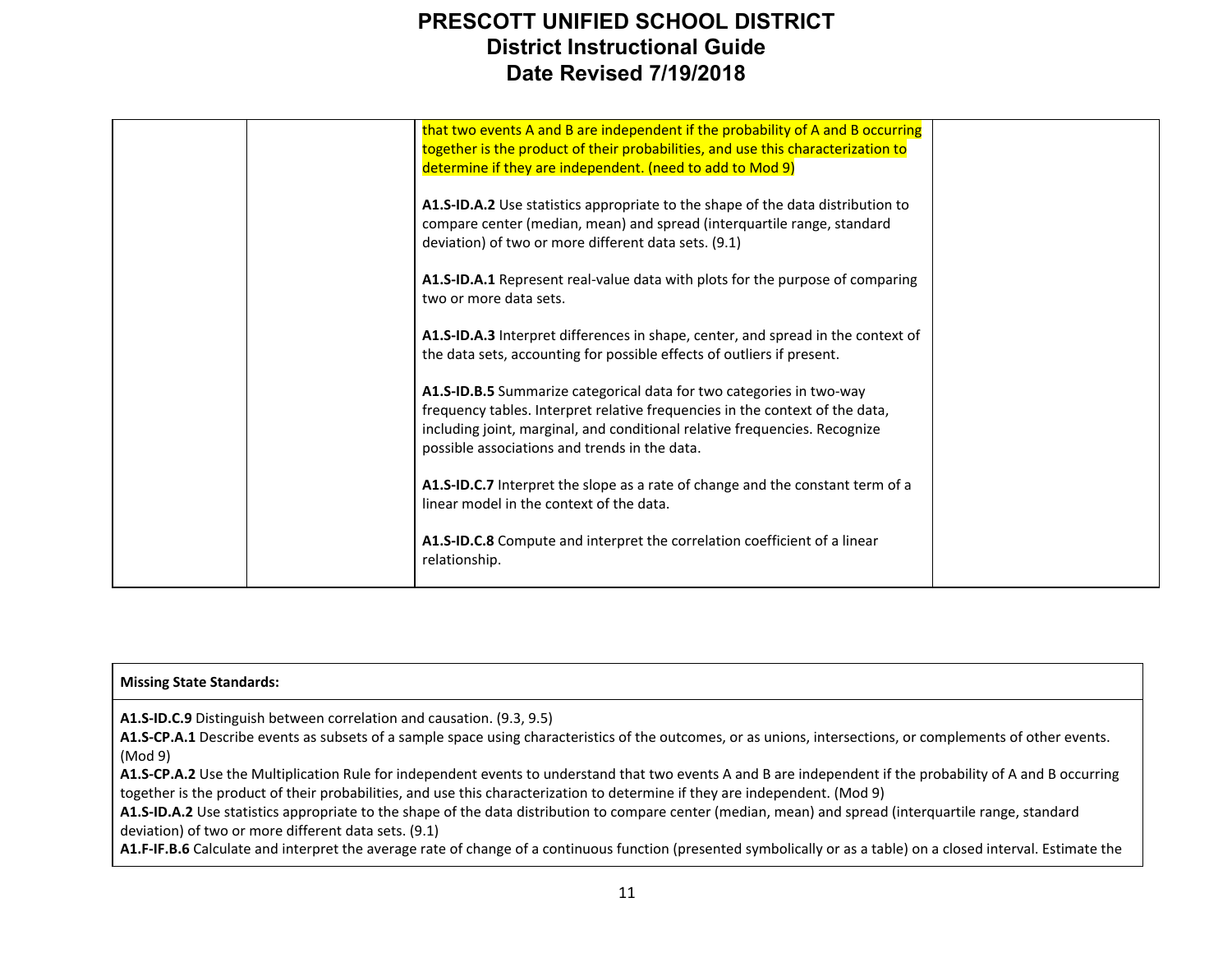| | | | |
|---|---|---|---|
| | | that two events A and B are independent if the probability of A and B occurring together is the product of their probabilities, and use this characterization to determine if they are independent. (need to add to Mod 9)<br><br>**A1.S-ID.A.2** Use statistics appropriate to the shape of the data distribution to compare center (median, mean) and spread (interquartile range, standard deviation) of two or more different data sets. (9.1)<br><br>**A1.S-ID.A.1** Represent real-value data with plots for the purpose of comparing two or more data sets.<br><br>**A1.S-ID.A.3** Interpret differences in shape, center, and spread in the context of the data sets, accounting for possible effects of outliers if present.<br><br>**A1.S-ID.B.5** Summarize categorical data for two categories in two-way frequency tables. Interpret relative frequencies in the context of the data, including joint, marginal, and conditional relative frequencies. Recognize possible associations and trends in the data.<br><br>**A1.S-ID.C.7** Interpret the slope as a rate of change and the constant term of a linear model in the context of the data.<br><br>**A1.S-ID.C.8** Compute and interpret the correlation coefficient of a linear relationship. | |

| **Missing State Standards:** |
|---|
| **A1.S-ID.C.9** Distinguish between correlation and causation. (9.3, 9.5)<br>**A1.S-CP.A.1** Describe events as subsets of a sample space using characteristics of the outcomes, or as unions, intersections, or complements of other events. (Mod 9)<br>**A1.S-CP.A.2** Use the Multiplication Rule for independent events to understand that two events A and B are independent if the probability of A and B occurring together is the product of their probabilities, and use this characterization to determine if they are independent. (Mod 9)<br>**A1.S-ID.A.2** Use statistics appropriate to the shape of the data distribution to compare center (median, mean) and spread (interquartile range, standard deviation) of two or more different data sets. (9.1)<br>**A1.F-IF.B.6** Calculate and interpret the average rate of change of a continuous function (presented symbolically or as a table) on a closed interval. Estimate the |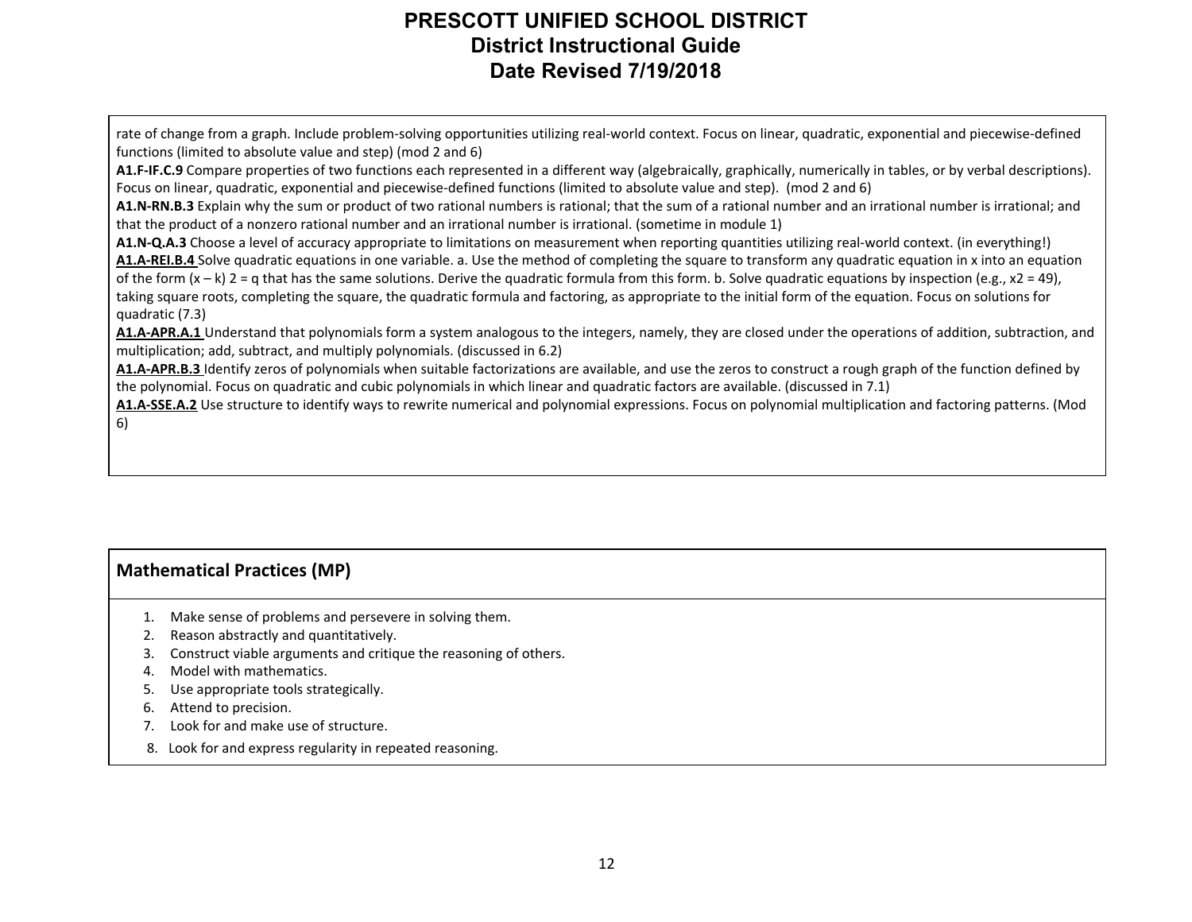rate of change from a graph. Include problem-solving opportunities utilizing real-world context. Focus on linear, quadratic, exponential and piecewise-defined functions (limited to absolute value and step) (mod 2 and 6)

**A1.F-IF.C.9** Compare properties of two functions each represented in a different way (algebraically, graphically, numerically in tables, or by verbal descriptions). Focus on linear, quadratic, exponential and piecewise-defined functions (limited to absolute value and step). (mod 2 and 6)

**A1.N-RN.B.3** Explain why the sum or product of two rational numbers is rational; that the sum of a rational number and an irrational number is irrational; and that the product of a nonzero rational number and an irrational number is irrational. (sometime in module 1)

**A1.N-Q.A.3** Choose a level of accuracy appropriate to limitations on measurement when reporting quantities utilizing real-world context. (in everything!)

**A1.A-REI.B.4** Solve quadratic equations in one variable. a. Use the method of completing the square to transform any quadratic equation in x into an equation of the form $(x – k) 2 = q$ that has the same solutions. Derive the quadratic formula from this form. b. Solve quadratic equations by inspection (e.g., $x2 = 49$), taking square roots, completing the square, the quadratic formula and factoring, as appropriate to the initial form of the equation. Focus on solutions for quadratic (7.3)

**A1.A-APR.A.1** Understand that polynomials form a system analogous to the integers, namely, they are closed under the operations of addition, subtraction, and multiplication; add, subtract, and multiply polynomials. (discussed in 6.2)

**A1.A-APR.B.3** Identify zeros of polynomials when suitable factorizations are available, and use the zeros to construct a rough graph of the function defined by the polynomial. Focus on quadratic and cubic polynomials in which linear and quadratic factors are available. (discussed in 7.1)

**A1.A-SSE.A.2** Use structure to identify ways to rewrite numerical and polynomial expressions. Focus on polynomial multiplication and factoring patterns. (Mod 6)

## Mathematical Practices (MP)

1. Make sense of problems and persevere in solving them.
2. Reason abstractly and quantitatively.
3. Construct viable arguments and critique the reasoning of others.
4. Model with mathematics.
5. Use appropriate tools strategically.
6. Attend to precision.
7. Look for and make use of structure.
8. Look for and express regularity in repeated reasoning.